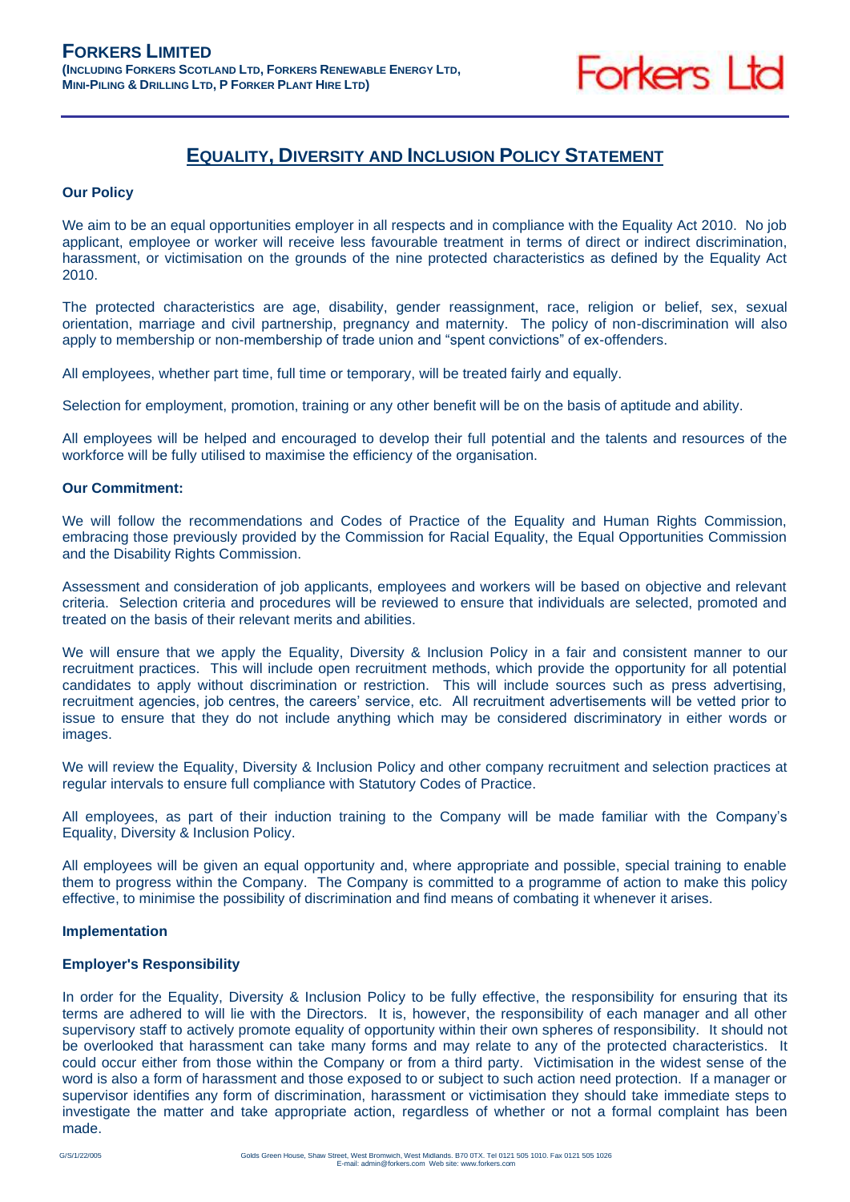# FORKERS LIMITED

**(INCLUDING FORKERS SCOTLAND LTD, FORKERS RENEWABLE ENERGY LTD, MINI-PILING & DRILLING LTD, P FORKER PLANT HIRE LTD)**

Forkers Ltd

## EQUALITY, DIVERSITY AND INCLUSION POLICY STATEMENT

**Our Policy**

We aim to be an equal opportunities employer in all respects and in compliance with the Equality Act 2010. No job applicant, employee or worker will receive less favourable treatment in terms of direct or indirect discrimination, harassment, or victimisation on the grounds of the nine protected characteristics as defined by the Equality Act 2010.

The protected characteristics are age, disability, gender reassignment, race, religion or belief, sex, sexual orientation, marriage and civil partnership, pregnancy and maternity. The policy of non-discrimination will also apply to membership or non-membership of trade union and "spent convictions" of ex-offenders.

All employees, whether part time, full time or temporary, will be treated fairly and equally.

Selection for employment, promotion, training or any other benefit will be on the basis of aptitude and ability.

All employees will be helped and encouraged to develop their full potential and the talents and resources of the workforce will be fully utilised to maximise the efficiency of the organisation.

**Our Commitment:**

We will follow the recommendations and Codes of Practice of the Equality and Human Rights Commission, embracing those previously provided by the Commission for Racial Equality, the Equal Opportunities Commission and the Disability Rights Commission.

Assessment and consideration of job applicants, employees and workers will be based on objective and relevant criteria. Selection criteria and procedures will be reviewed to ensure that individuals are selected, promoted and treated on the basis of their relevant merits and abilities.

We will ensure that we apply the Equality, Diversity & Inclusion Policy in a fair and consistent manner to our recruitment practices. This will include open recruitment methods, which provide the opportunity for all potential candidates to apply without discrimination or restriction. This will include sources such as press advertising, recruitment agencies, job centres, the careers' service, etc. All recruitment advertisements will be vetted prior to issue to ensure that they do not include anything which may be considered discriminatory in either words or images.

We will review the Equality, Diversity & Inclusion Policy and other company recruitment and selection practices at regular intervals to ensure full compliance with Statutory Codes of Practice.

All employees, as part of their induction training to the Company will be made familiar with the Company's Equality, Diversity & Inclusion Policy.

All employees will be given an equal opportunity and, where appropriate and possible, special training to enable them to progress within the Company. The Company is committed to a programme of action to make this policy effective, to minimise the possibility of discrimination and find means of combating it whenever it arises.

**Implementation**

**Employer's Responsibility**

In order for the Equality, Diversity & Inclusion Policy to be fully effective, the responsibility for ensuring that its terms are adhered to will lie with the Directors. It is, however, the responsibility of each manager and all other supervisory staff to actively promote equality of opportunity within their own spheres of responsibility. It should not be overlooked that harassment can take many forms and may relate to any of the protected characteristics. It could occur either from those within the Company or from a third party. Victimisation in the widest sense of the word is also a form of harassment and those exposed to or subject to such action need protection. If a manager or supervisor identifies any form of discrimination, harassment or victimisation they should take immediate steps to investigate the matter and take appropriate action, regardless of whether or not a formal complaint has been made.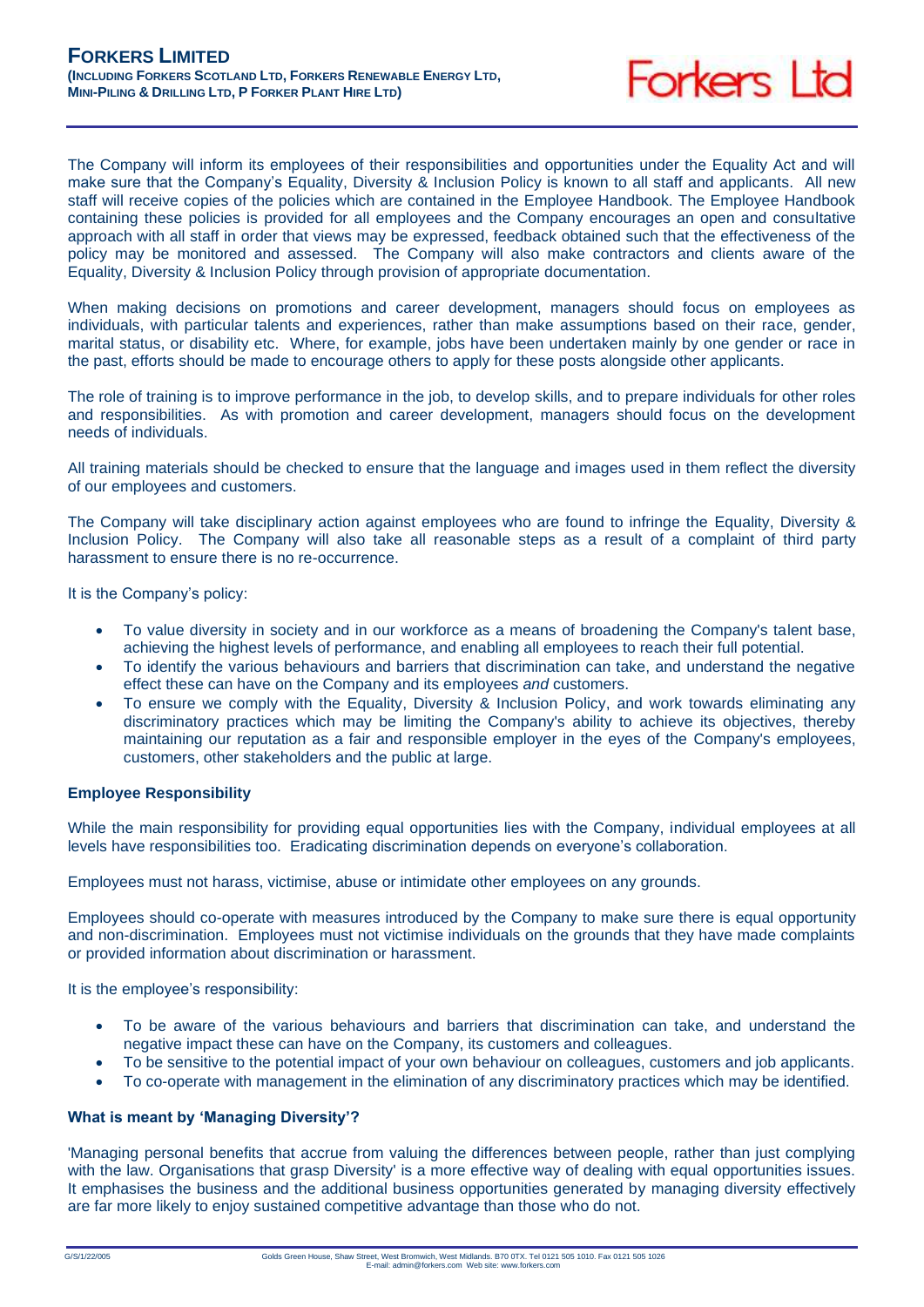The Company will inform its employees of their responsibilities and opportunities under the Equality Act and will make sure that the Company's Equality, Diversity & Inclusion Policy is known to all staff and applicants. All new staff will receive copies of the policies which are contained in the Employee Handbook. The Employee Handbook containing these policies is provided for all employees and the Company encourages an open and consultative approach with all staff in order that views may be expressed, feedback obtained such that the effectiveness of the policy may be monitored and assessed. The Company will also make contractors and clients aware of the Equality, Diversity & Inclusion Policy through provision of appropriate documentation.

When making decisions on promotions and career development, managers should focus on employees as individuals, with particular talents and experiences, rather than make assumptions based on their race, gender, marital status, or disability etc. Where, for example, jobs have been undertaken mainly by one gender or race in the past, efforts should be made to encourage others to apply for these posts alongside other applicants.

The role of training is to improve performance in the job, to develop skills, and to prepare individuals for other roles and responsibilities. As with promotion and career development, managers should focus on the development needs of individuals.

All training materials should be checked to ensure that the language and images used in them reflect the diversity of our employees and customers.

The Company will take disciplinary action against employees who are found to infringe the Equality, Diversity & Inclusion Policy. The Company will also take all reasonable steps as a result of a complaint of third party harassment to ensure there is no re-occurrence.

It is the Company's policy:

- To value diversity in society and in our workforce as a means of broadening the Company's talent base, achieving the highest levels of performance, and enabling all employees to reach their full potential.
- To identify the various behaviours and barriers that discrimination can take, and understand the negative effect these can have on the Company and its employees *and* customers.
- To ensure we comply with the Equality, Diversity & Inclusion Policy, and work towards eliminating any discriminatory practices which may be limiting the Company's ability to achieve its objectives, thereby maintaining our reputation as a fair and responsible employer in the eyes of the Company's employees, customers, other stakeholders and the public at large.

**Employee Responsibility**

While the main responsibility for providing equal opportunities lies with the Company, individual employees at all levels have responsibilities too. Eradicating discrimination depends on everyone's collaboration.

Employees must not harass, victimise, abuse or intimidate other employees on any grounds.

Employees should co-operate with measures introduced by the Company to make sure there is equal opportunity and non-discrimination. Employees must not victimise individuals on the grounds that they have made complaints or provided information about discrimination or harassment.

It is the employee's responsibility:

- To be aware of the various behaviours and barriers that discrimination can take, and understand the negative impact these can have on the Company, its customers and colleagues.
- To be sensitive to the potential impact of your own behaviour on colleagues, customers and job applicants.
- To co-operate with management in the elimination of any discriminatory practices which may be identified.

**What is meant by 'Managing Diversity'?**

'Managing personal benefits that accrue from valuing the differences between people, rather than just complying with the law. Organisations that grasp Diversity' is a more effective way of dealing with equal opportunities issues. It emphasises the business and the additional business opportunities generated by managing diversity effectively are far more likely to enjoy sustained competitive advantage than those who do not.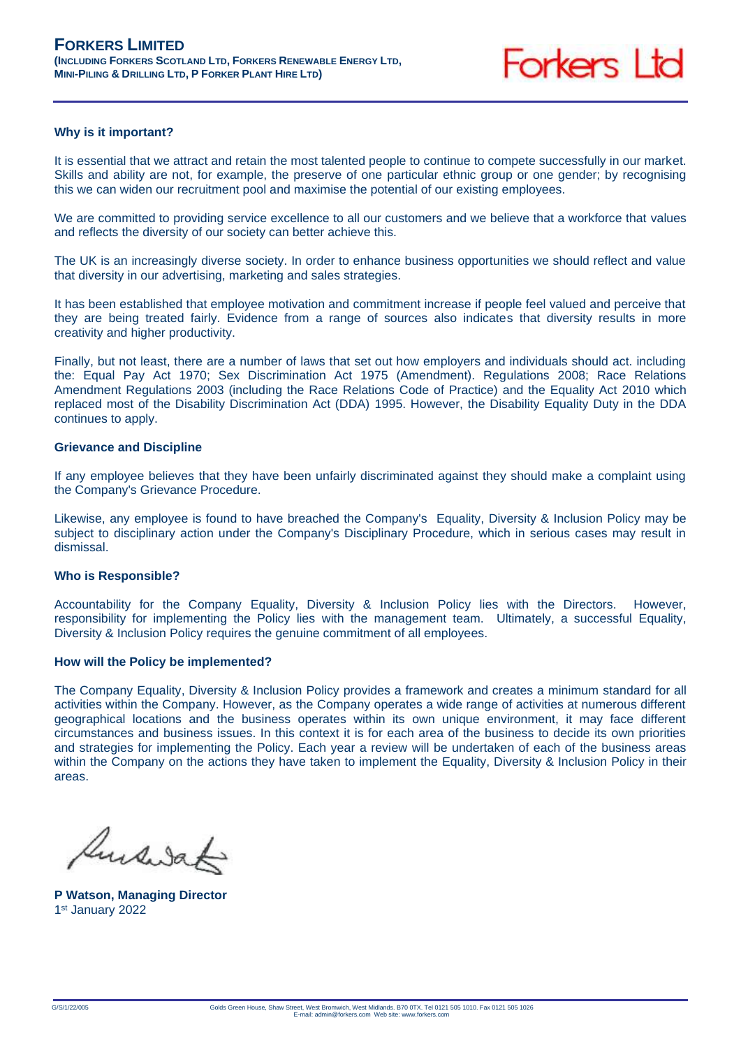### Why is it important?

It is essential that we attract and retain the most talented people to continue to compete successfully in our market. Skills and ability are not, for example, the preserve of one particular ethnic group or one gender; by recognising this we can widen our recruitment pool and maximise the potential of our existing employees.

We are committed to providing service excellence to all our customers and we believe that a workforce that values and reflects the diversity of our society can better achieve this.

The UK is an increasingly diverse society. In order to enhance business opportunities we should reflect and value that diversity in our advertising, marketing and sales strategies.

It has been established that employee motivation and commitment increase if people feel valued and perceive that they are being treated fairly. Evidence from a range of sources also indicates that diversity results in more creativity and higher productivity.

Finally, but not least, there are a number of laws that set out how employers and individuals should act. including the: Equal Pay Act 1970; Sex Discrimination Act 1975 (Amendment). Regulations 2008; Race Relations Amendment Regulations 2003 (including the Race Relations Code of Practice) and the Equality Act 2010 which replaced most of the Disability Discrimination Act (DDA) 1995. However, the Disability Equality Duty in the DDA continues to apply.

### Grievance and Discipline

If any employee believes that they have been unfairly discriminated against they should make a complaint using the Company's Grievance Procedure.

Likewise, any employee is found to have breached the Company's Equality, Diversity & Inclusion Policy may be subject to disciplinary action under the Company's Disciplinary Procedure, which in serious cases may result in dismissal.

### Who is Responsible?

Accountability for the Company Equality, Diversity & Inclusion Policy lies with the Directors. However, responsibility for implementing the Policy lies with the management team. Ultimately, a successful Equality, Diversity & Inclusion Policy requires the genuine commitment of all employees.

### How will the Policy be implemented?

The Company Equality, Diversity & Inclusion Policy provides a framework and creates a minimum standard for all activities within the Company. However, as the Company operates a wide range of activities at numerous different geographical locations and the business operates within its own unique environment, it may face different circumstances and business issues. In this context it is for each area of the business to decide its own priorities and strategies for implementing the Policy. Each year a review will be undertaken of each of the business areas within the Company on the actions they have taken to implement the Equality, Diversity & Inclusion Policy in their areas.

**P Watson, Managing Director**
1st January 2022